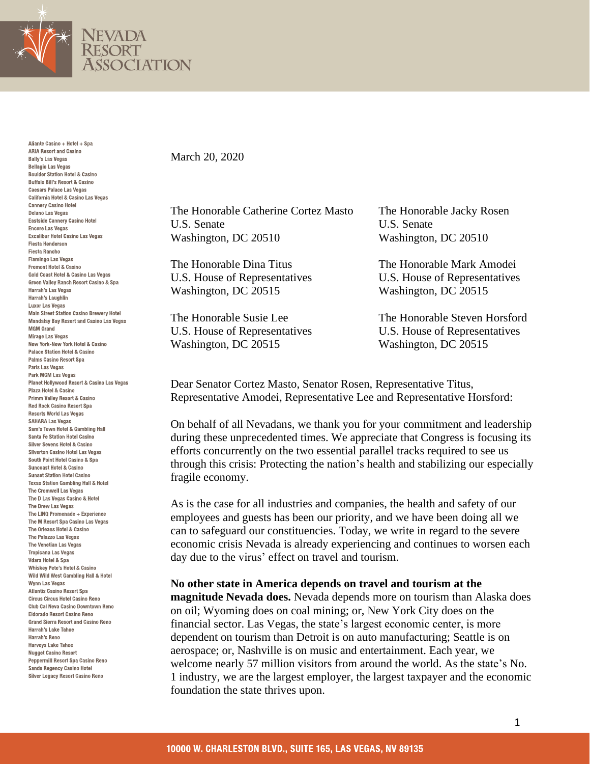# NEVADA RESORT ASSOCIATION

Aliante Casino + Hotel + Spa
ARIA Resort and Casino
Bally's Las Vegas
Bellagio Las Vegas
Boulder Station Hotel & Casino
Buffalo Bill's Resort & Casino
Caesars Palace Las Vegas
California Hotel & Casino Las Vegas
Cannery Casino Hotel
Delano Las Vegas
Eastside Cannery Casino Hotel
Encore Las Vegas
Excalibur Hotel Casino Las Vegas
Fiesta Henderson
Fiesta Rancho
Flamingo Las Vegas
Fremont Hotel & Casino
Gold Coast Hotel & Casino Las Vegas
Green Valley Ranch Resort Casino & Spa
Harrah's Las Vegas
Harrah's Laughlin
Luxor Las Vegas
Main Street Station Casino Brewery Hotel
Mandalay Bay Resort and Casino Las Vegas
MGM Grand
Mirage Las Vegas
New York-New York Hotel & Casino
Palace Station Hotel & Casino
Palms Casino Resort Spa
Paris Las Vegas
Park MGM Las Vegas
Planet Hollywood Resort & Casino Las Vegas
Plaza Hotel & Casino
Primm Valley Resort & Casino
Red Rock Casino Resort Spa
Resorts World Las Vegas
SAHARA Las Vegas
Sam's Town Hotel & Gambling Hall
Santa Fe Station Hotel Casino
Silver Sevens Hotel & Casino
Silverton Casino Hotel Las Vegas
South Point Hotel Casino & Spa
Suncoast Hotel & Casino
Sunset Station Hotel Casino
Texas Station Gambling Hall & Hotel
The Cromwell Las Vegas
The D Las Vegas Casino & Hotel
The Drew Las Vegas
The LINQ Promenade + Experience
The M Resort Spa Casino Las Vegas
The Orleans Hotel & Casino
The Palazzo Las Vegas
The Venetian Las Vegas
Tropicana Las Vegas
Vdara Hotel & Spa
Whiskey Pete's Hotel & Casino
Wild Wild West Gambling Hall & Hotel
Wynn Las Vegas
Atlantis Casino Resort Spa
Circus Circus Hotel Casino Reno
Club Cal Neva Casino Downtown Reno
Eldorado Resort Casino Reno
Grand Sierra Resort and Casino Reno
Harrah's Lake Tahoe
Harrah's Reno
Harveys Lake Tahoe
Nugget Casino Resort
Peppermill Resort Spa Casino Reno
Sands Regency Casino Hotel
Silver Legacy Resort Casino Reno

March 20, 2020

The Honorable Catherine Cortez Masto
U.S. Senate
Washington, DC 20510

The Honorable Jacky Rosen
U.S. Senate
Washington, DC 20510

The Honorable Dina Titus
U.S. House of Representatives
Washington, DC 20515

The Honorable Mark Amodei
U.S. House of Representatives
Washington, DC 20515

The Honorable Susie Lee
U.S. House of Representatives
Washington, DC 20515

The Honorable Steven Horsford
U.S. House of Representatives
Washington, DC 20515

Dear Senator Cortez Masto, Senator Rosen, Representative Titus, Representative Amodei, Representative Lee and Representative Horsford:

On behalf of all Nevadans, we thank you for your commitment and leadership during these unprecedented times. We appreciate that Congress is focusing its efforts concurrently on the two essential parallel tracks required to see us through this crisis: Protecting the nation's health and stabilizing our especially fragile economy.

As is the case for all industries and companies, the health and safety of our employees and guests has been our priority, and we have been doing all we can to safeguard our constituencies. Today, we write in regard to the severe economic crisis Nevada is already experiencing and continues to worsen each day due to the virus' effect on travel and tourism.

**No other state in America depends on travel and tourism at the magnitude Nevada does.** Nevada depends more on tourism than Alaska does on oil; Wyoming does on coal mining; or, New York City does on the financial sector. Las Vegas, the state's largest economic center, is more dependent on tourism than Detroit is on auto manufacturing; Seattle is on aerospace; or, Nashville is on music and entertainment. Each year, we welcome nearly 57 million visitors from around the world. As the state's No. 1 industry, we are the largest employer, the largest taxpayer and the economic foundation the state thrives upon.

10000 W. CHARLESTON BLVD., SUITE 165, LAS VEGAS, NV 89135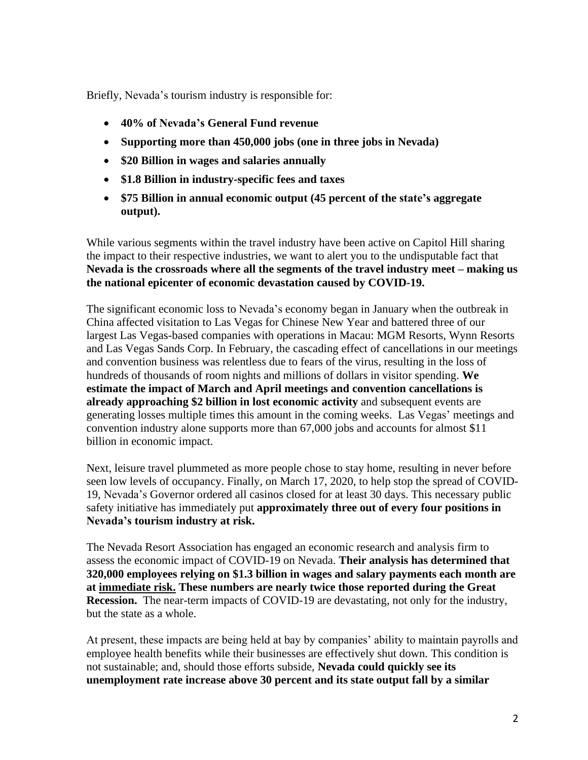Briefly, Nevada's tourism industry is responsible for:

- **40% of Nevada's General Fund revenue**
- **Supporting more than 450,000 jobs (one in three jobs in Nevada)**
- **$20 Billion in wages and salaries annually**
- **$1.8 Billion in industry-specific fees and taxes**
- **$75 Billion in annual economic output (45 percent of the state's aggregate output).**

While various segments within the travel industry have been active on Capitol Hill sharing the impact to their respective industries, we want to alert you to the undisputable fact that **Nevada is the crossroads where all the segments of the travel industry meet – making us the national epicenter of economic devastation caused by COVID-19.**

The significant economic loss to Nevada's economy began in January when the outbreak in China affected visitation to Las Vegas for Chinese New Year and battered three of our largest Las Vegas-based companies with operations in Macau: MGM Resorts, Wynn Resorts and Las Vegas Sands Corp. In February, the cascading effect of cancellations in our meetings and convention business was relentless due to fears of the virus, resulting in the loss of hundreds of thousands of room nights and millions of dollars in visitor spending. **We estimate the impact of March and April meetings and convention cancellations is already approaching $2 billion in lost economic activity** and subsequent events are generating losses multiple times this amount in the coming weeks. Las Vegas' meetings and convention industry alone supports more than 67,000 jobs and accounts for almost $11 billion in economic impact.

Next, leisure travel plummeted as more people chose to stay home, resulting in never before seen low levels of occupancy. Finally, on March 17, 2020, to help stop the spread of COVID-19, Nevada's Governor ordered all casinos closed for at least 30 days. This necessary public safety initiative has immediately put **approximately three out of every four positions in Nevada's tourism industry at risk.**

The Nevada Resort Association has engaged an economic research and analysis firm to assess the economic impact of COVID-19 on Nevada. **Their analysis has determined that 320,000 employees relying on $1.3 billion in wages and salary payments each month are at <u>immediate risk.</u> These numbers are nearly twice those reported during the Great Recession.** The near-term impacts of COVID-19 are devastating, not only for the industry, but the state as a whole.

At present, these impacts are being held at bay by companies' ability to maintain payrolls and employee health benefits while their businesses are effectively shut down. This condition is not sustainable; and, should those efforts subside, **Nevada could quickly see its unemployment rate increase above 30 percent and its state output fall by a similar**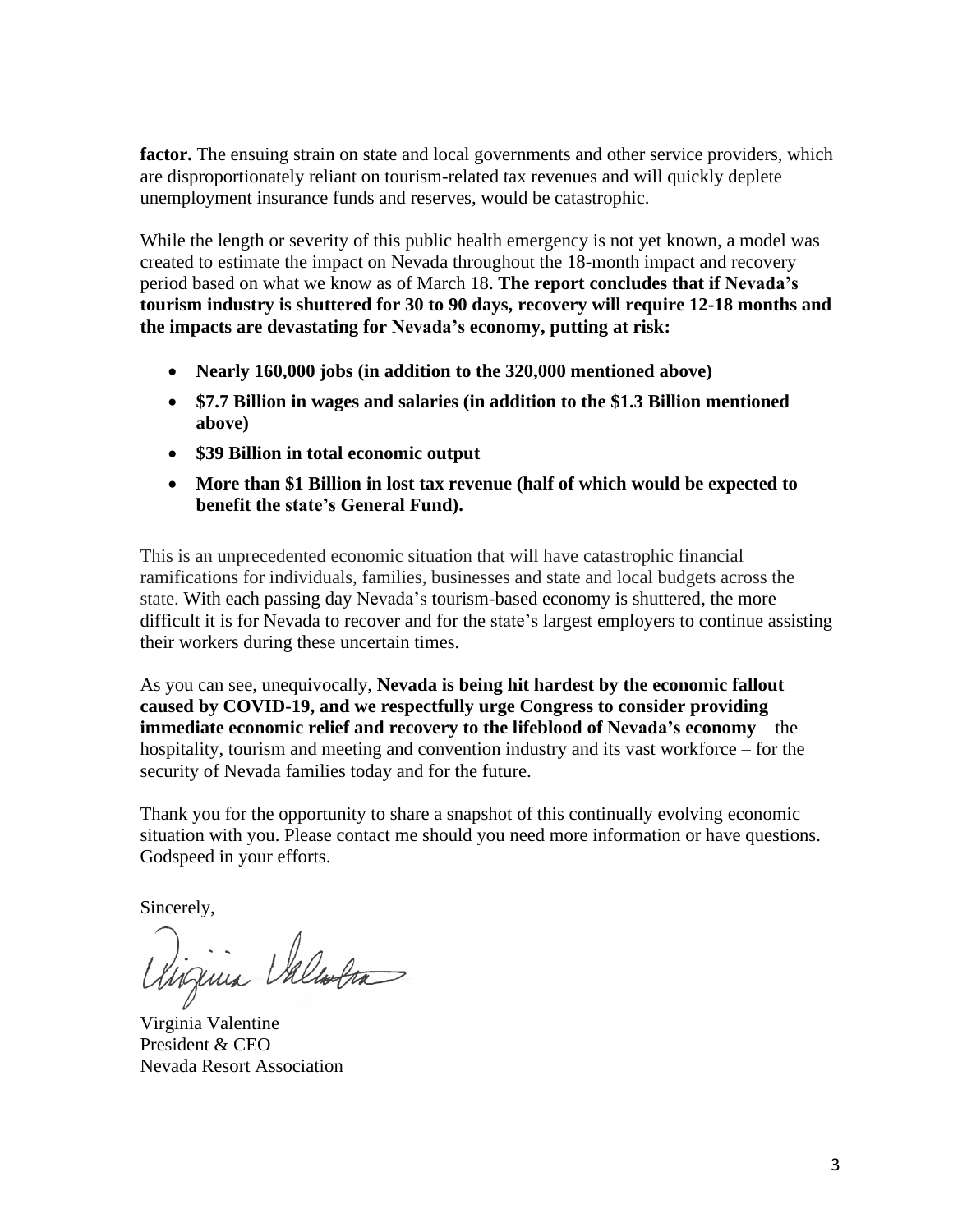**factor.** The ensuing strain on state and local governments and other service providers, which are disproportionately reliant on tourism-related tax revenues and will quickly deplete unemployment insurance funds and reserves, would be catastrophic.

While the length or severity of this public health emergency is not yet known, a model was created to estimate the impact on Nevada throughout the 18-month impact and recovery period based on what we know as of March 18. **The report concludes that if Nevada's tourism industry is shuttered for 30 to 90 days, recovery will require 12-18 months and the impacts are devastating for Nevada's economy, putting at risk:**

- **Nearly 160,000 jobs (in addition to the 320,000 mentioned above)**
- **$7.7 Billion in wages and salaries (in addition to the $1.3 Billion mentioned above)**
- **$39 Billion in total economic output**
- **More than $1 Billion in lost tax revenue (half of which would be expected to benefit the state's General Fund).**

This is an unprecedented economic situation that will have catastrophic financial ramifications for individuals, families, businesses and state and local budgets across the state. With each passing day Nevada's tourism-based economy is shuttered, the more difficult it is for Nevada to recover and for the state's largest employers to continue assisting their workers during these uncertain times.

As you can see, unequivocally, **Nevada is being hit hardest by the economic fallout caused by COVID-19, and we respectfully urge Congress to consider providing immediate economic relief and recovery to the lifeblood of Nevada's economy** – the hospitality, tourism and meeting and convention industry and its vast workforce – for the security of Nevada families today and for the future.

Thank you for the opportunity to share a snapshot of this continually evolving economic situation with you. Please contact me should you need more information or have questions. Godspeed in your efforts.

Sincerely,

Virginia Valentine
President & CEO
Nevada Resort Association